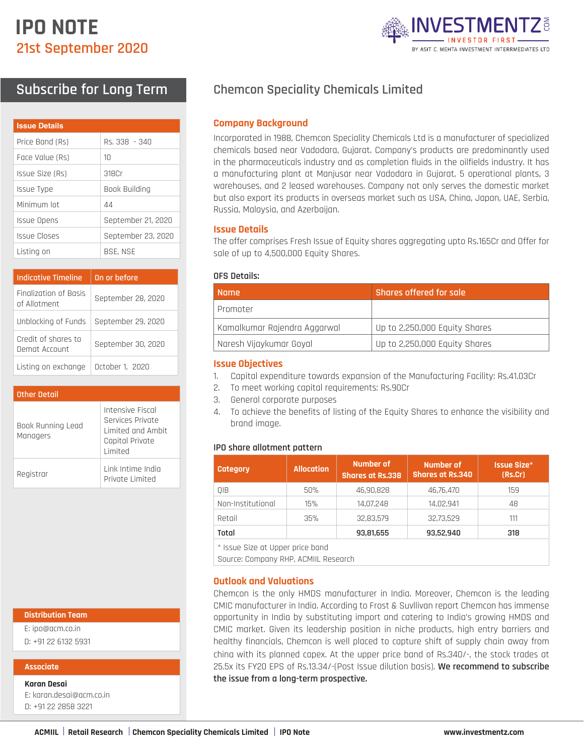# IPO NOTE

## 21st September 2020

## Subscribe for Long Term

| Issue Details | |
|---|---|
| Price Band (Rs) | Rs. 338 - 340 |
| Face Value (Rs) | 10 |
| Issue Size (Rs) | 318Cr |
| Issue Type | Book Building |
| Minimum lot | 44 |
| Issue Opens | September 21, 2020 |
| Issue Closes | September 23, 2020 |
| Listing on | BSE, NSE |

| Indicative Timeline | On or before |
|---|---|
| Finalization of Basis of Allotment | September 28, 2020 |
| Unblocking of Funds | September 29, 2020 |
| Credit of shares to Demat Account | September 30, 2020 |
| Listing on exchange | October 1, 2020 |

| Other Detail | |
|---|---|
| Book Running Lead Managers | Intensive Fiscal Services Private Limited and Ambit Capital Private Limited |
| Registrar | Link Intime India Private Limited |

**Distribution Team**

E: ipo@acm.co.in

D: +91 22 6132 5931

**Associate**

**Karan Desai**

E: karan.desai@acm.co.in

D: +91 22 2858 3221

## Chemcon Speciality Chemicals Limited

### Company Background

Incorporated in 1988, Chemcon Speciality Chemicals Ltd is a manufacturer of specialized chemicals based near Vadodara, Gujarat. Company's products are predominantly used in the pharmaceuticals industry and as completion fluids in the oilfields industry. It has a manufacturing plant at Manjusar near Vadodara in Gujarat, 5 operational plants, 3 warehouses, and 2 leased warehouses. Company not only serves the domestic market but also export its products in overseas market such as USA, China, Japan, UAE, Serbia, Russia, Malaysia, and Azerbaijan.

### Issue Details

The offer comprises Fresh Issue of Equity shares aggregating upto Rs.165Cr and Offer for sale of up to 4,500,000 Equity Shares.

**OFS Details:**

| Name | Shares offered for sale |
|---|---|
| Promoter | |
| Kamalkumar Rajendra Aggarwal | Up to 2,250,000 Equity Shares |
| Naresh Vijaykumar Goyal | Up to 2,250,000 Equity Shares |

### Issue Objectives

1. Capital expenditure towards expansion of the Manufacturing Facility: Rs.41.03Cr
2. To meet working capital requirements: Rs.90Cr
3. General corporate purposes
4. To achieve the benefits of listing of the Equity Shares to enhance the visibility and brand image.

**IPO share allotment pattern**

| Category | Allocation | Number of Shares at Rs.338 | Number of Shares at Rs.340 | Issue Size* (Rs.Cr) |
|---|---|---|---|---|
| QIB | 50% | 46,90,828 | 46,76,470 | 159 |
| Non-Institutional | 15% | 14,07,248 | 14,02,941 | 48 |
| Retail | 35% | 32,83,579 | 32,73,529 | 111 |
| **Total** | | **93,81,655** | **93,52,940** | **318** |

\* Issue Size at Upper price band

Source: Company RHP, ACMIIL Research

### Outlook and Valuations

Chemcon is the only HMDS manufacturer in India. Moreover, Chemcon is the leading CMIC manufacturer in India. According to Frost & Suvllivan report Chemcon has immense opportunity in India by substituting import and catering to India's growing HMDS and CMIC market. Given its leadership position in niche products, high entry barriers and healthy financials, Chemcon is well placed to capture shift of supply chain away from china with its planned capex. At the upper price band of Rs.340/-, the stock trades at 25.5x its FY20 EPS of Rs.13.34/-(Post Issue dilution basis). **We recommend to subscribe the issue from a long-term prospective.**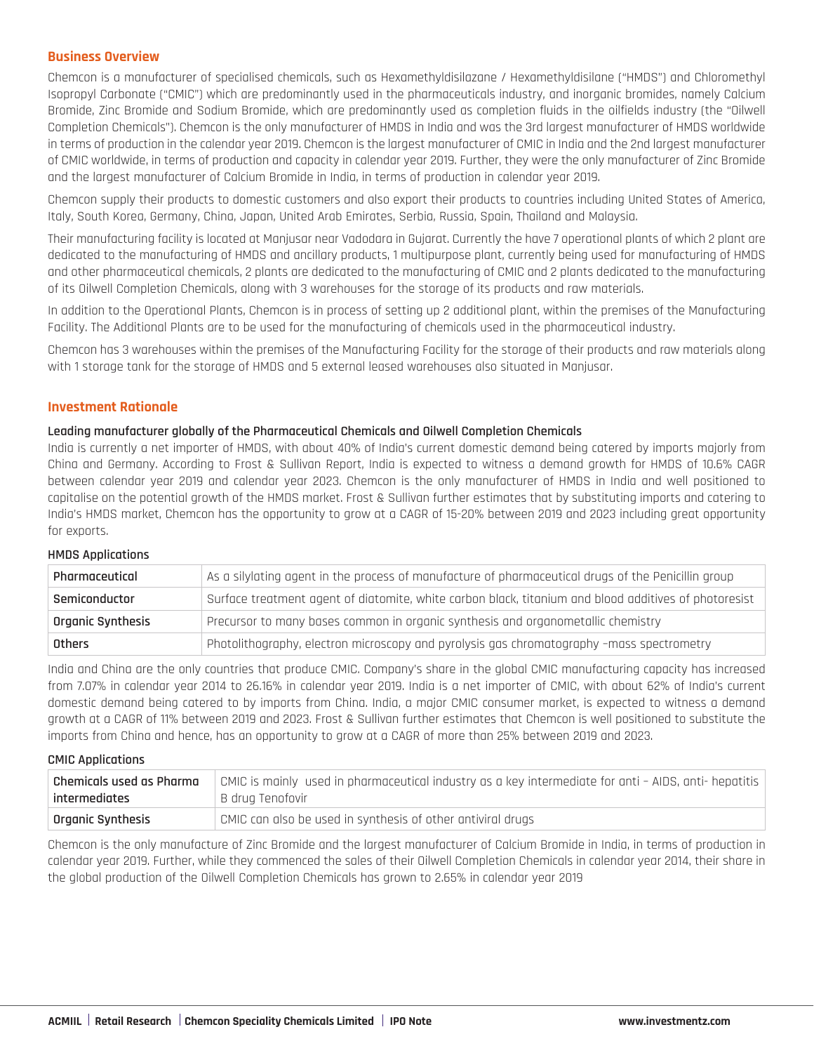## Business Overview

Chemcon is a manufacturer of specialised chemicals, such as Hexamethyldisilazane / Hexamethyldisilane ("HMDS") and Chloromethyl Isopropyl Carbonate ("CMIC") which are predominantly used in the pharmaceuticals industry, and inorganic bromides, namely Calcium Bromide, Zinc Bromide and Sodium Bromide, which are predominantly used as completion fluids in the oilfields industry (the "Oilwell Completion Chemicals"). Chemcon is the only manufacturer of HMDS in India and was the 3rd largest manufacturer of HMDS worldwide in terms of production in the calendar year 2019. Chemcon is the largest manufacturer of CMIC in India and the 2nd largest manufacturer of CMIC worldwide, in terms of production and capacity in calendar year 2019. Further, they were the only manufacturer of Zinc Bromide and the largest manufacturer of Calcium Bromide in India, in terms of production in calendar year 2019.

Chemcon supply their products to domestic customers and also export their products to countries including United States of America, Italy, South Korea, Germany, China, Japan, United Arab Emirates, Serbia, Russia, Spain, Thailand and Malaysia.

Their manufacturing facility is located at Manjusar near Vadodara in Gujarat. Currently the have 7 operational plants of which 2 plant are dedicated to the manufacturing of HMDS and ancillary products, 1 multipurpose plant, currently being used for manufacturing of HMDS and other pharmaceutical chemicals, 2 plants are dedicated to the manufacturing of CMIC and 2 plants dedicated to the manufacturing of its Oilwell Completion Chemicals, along with 3 warehouses for the storage of its products and raw materials.

In addition to the Operational Plants, Chemcon is in process of setting up 2 additional plant, within the premises of the Manufacturing Facility. The Additional Plants are to be used for the manufacturing of chemicals used in the pharmaceutical industry.

Chemcon has 3 warehouses within the premises of the Manufacturing Facility for the storage of their products and raw materials along with 1 storage tank for the storage of HMDS and 5 external leased warehouses also situated in Manjusar.

## Investment Rationale

**Leading manufacturer globally of the Pharmaceutical Chemicals and Oilwell Completion Chemicals**

India is currently a net importer of HMDS, with about 40% of India's current domestic demand being catered by imports majorly from China and Germany. According to Frost & Sullivan Report, India is expected to witness a demand growth for HMDS of 10.6% CAGR between calendar year 2019 and calendar year 2023. Chemcon is the only manufacturer of HMDS in India and well positioned to capitalise on the potential growth of the HMDS market. Frost & Sullivan further estimates that by substituting imports and catering to India's HMDS market, Chemcon has the opportunity to grow at a CAGR of 15-20% between 2019 and 2023 including great opportunity for exports.

**HMDS Applications**

| | |
|---|---|
| **Pharmaceutical** | As a silylating agent in the process of manufacture of pharmaceutical drugs of the Penicillin group |
| **Semiconductor** | Surface treatment agent of diatomite, white carbon black, titanium and blood additives of photoresist |
| **Organic Synthesis** | Precursor to many bases common in organic synthesis and organometallic chemistry |
| **Others** | Photolithography, electron microscopy and pyrolysis gas chromatography –mass spectrometry |

India and China are the only countries that produce CMIC. Company's share in the global CMIC manufacturing capacity has increased from 7.07% in calendar year 2014 to 26.16% in calendar year 2019. India is a net importer of CMIC, with about 62% of India's current domestic demand being catered to by imports from China. India, a major CMIC consumer market, is expected to witness a demand growth at a CAGR of 11% between 2019 and 2023. Frost & Sullivan further estimates that Chemcon is well positioned to substitute the imports from China and hence, has an opportunity to grow at a CAGR of more than 25% between 2019 and 2023.

**CMIC Applications**

| | |
|---|---|
| **Chemicals used as Pharma intermediates** | CMIC is mainly used in pharmaceutical industry as a key intermediate for anti – AIDS, anti- hepatitis B drug Tenofovir |
| **Organic Synthesis** | CMIC can also be used in synthesis of other antiviral drugs |

Chemcon is the only manufacture of Zinc Bromide and the largest manufacturer of Calcium Bromide in India, in terms of production in calendar year 2019. Further, while they commenced the sales of their Oilwell Completion Chemicals in calendar year 2014, their share in the global production of the Oilwell Completion Chemicals has grown to 2.65% in calendar year 2019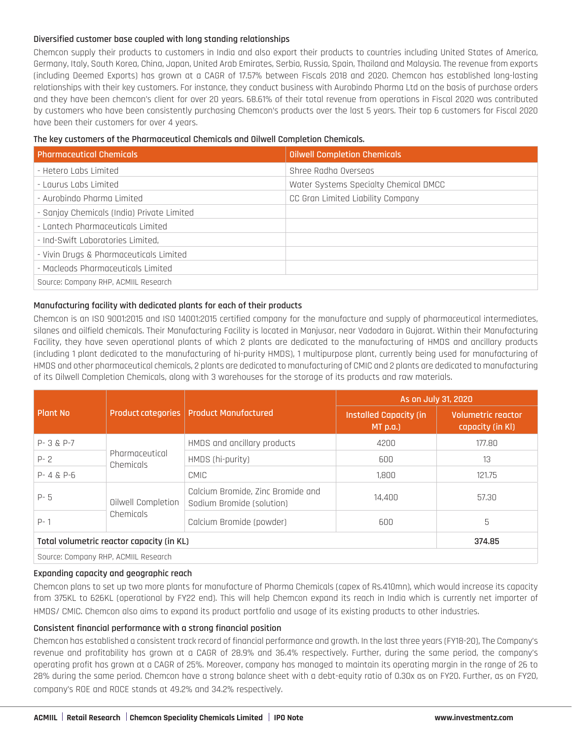### Diversified customer base coupled with long standing relationships

Chemcon supply their products to customers in India and also export their products to countries including United States of America, Germany, Italy, South Korea, China, Japan, United Arab Emirates, Serbia, Russia, Spain, Thailand and Malaysia. The revenue from exports (including Deemed Exports) has grown at a CAGR of 17.57% between Fiscals 2018 and 2020. Chemcon has established long-lasting relationships with their key customers. For instance, they conduct business with Aurobindo Pharma Ltd on the basis of purchase orders and they have been chemcon's client for over 20 years. 68.61% of their total revenue from operations in Fiscal 2020 was contributed by customers who have been consistently purchasing Chemcon's products over the last 5 years. Their top 6 customers for Fiscal 2020 have been their customers for over 4 years.

**The key customers of the Pharmaceutical Chemicals and Oilwell Completion Chemicals.**

| Pharmaceutical Chemicals | Oilwell Completion Chemicals |
|---|---|
| - Hetero Labs Limited | Shree Radha Overseas |
| - Laurus Labs Limited | Water Systems Specialty Chemical DMCC |
| - Aurobindo Pharma Limited | CC Gran Limited Liability Company |
| - Sanjay Chemicals (India) Private Limited | |
| - Lantech Pharmaceuticals Limited | |
| - Ind-Swift Laboratories Limited, | |
| - Vivin Drugs & Pharmaceuticals Limited | |
| - Macleods Pharmaceuticals Limited | |

Source: Company RHP, ACMIIL Research

### Manufacturing facility with dedicated plants for each of their products

Chemcon is an ISO 9001:2015 and ISO 14001:2015 certified company for the manufacture and supply of pharmaceutical intermediates, silanes and oilfield chemicals. Their Manufacturing Facility is located in Manjusar, near Vadodara in Gujarat. Within their Manufacturing Facility, they have seven operational plants of which 2 plants are dedicated to the manufacturing of HMDS and ancillary products (including 1 plant dedicated to the manufacturing of hi-purity HMDS), 1 multipurpose plant, currently being used for manufacturing of HMDS and other pharmaceutical chemicals, 2 plants are dedicated to manufacturing of CMIC and 2 plants are dedicated to manufacturing of its Oilwell Completion Chemicals, along with 3 warehouses for the storage of its products and raw materials.

| Plant No | Product categories | Product Manufactured | As on July 31, 2020 | |
|---|---|---|---|---|
| | | | Installed Capacity (in MT p.a.) | Volumetric reactor capacity (in Kl) |
| P- 3 & P-7 | Pharmaceutical Chemicals | HMDS and ancillary products | 4200 | 177.80 |
| P- 2 | | HMDS (hi-purity) | 600 | 13 |
| P- 4 & P-6 | | CMIC | 1,800 | 121.75 |
| P- 5 | Oilwell Completion Chemicals | Calcium Bromide, Zinc Bromide and Sodium Bromide (solution) | 14,400 | 57.30 |
| P- 1 | | Calcium Bromide (powder) | 600 | 5 |
| **Total volumetric reactor capacity (in KL)** | | | | **374.85** |

Source: Company RHP, ACMIIL Research

### Expanding capacity and geographic reach

Chemcon plans to set up two more plants for manufacture of Pharma Chemicals (capex of Rs.410mn), which would increase its capacity from 375KL to 626KL (operational by FY22 end). This will help Chemcon expand its reach in India which is currently net importer of HMDS/ CMIC. Chemcon also aims to expand its product portfolio and usage of its existing products to other industries.

### Consistent financial performance with a strong financial position

Chemcon has established a consistent track record of financial performance and growth. In the last three years (FY18-20), The Company's revenue and profitability has grown at a CAGR of 28.9% and 36.4% respectively. Further, during the same period, the company's operating profit has grown at a CAGR of 25%. Moreover, company has managed to maintain its operating margin in the range of 26 to 28% during the same period. Chemcon have a strong balance sheet with a debt-equity ratio of 0.30x as on FY20. Further, as on FY20, company's ROE and ROCE stands at 49.2% and 34.2% respectively.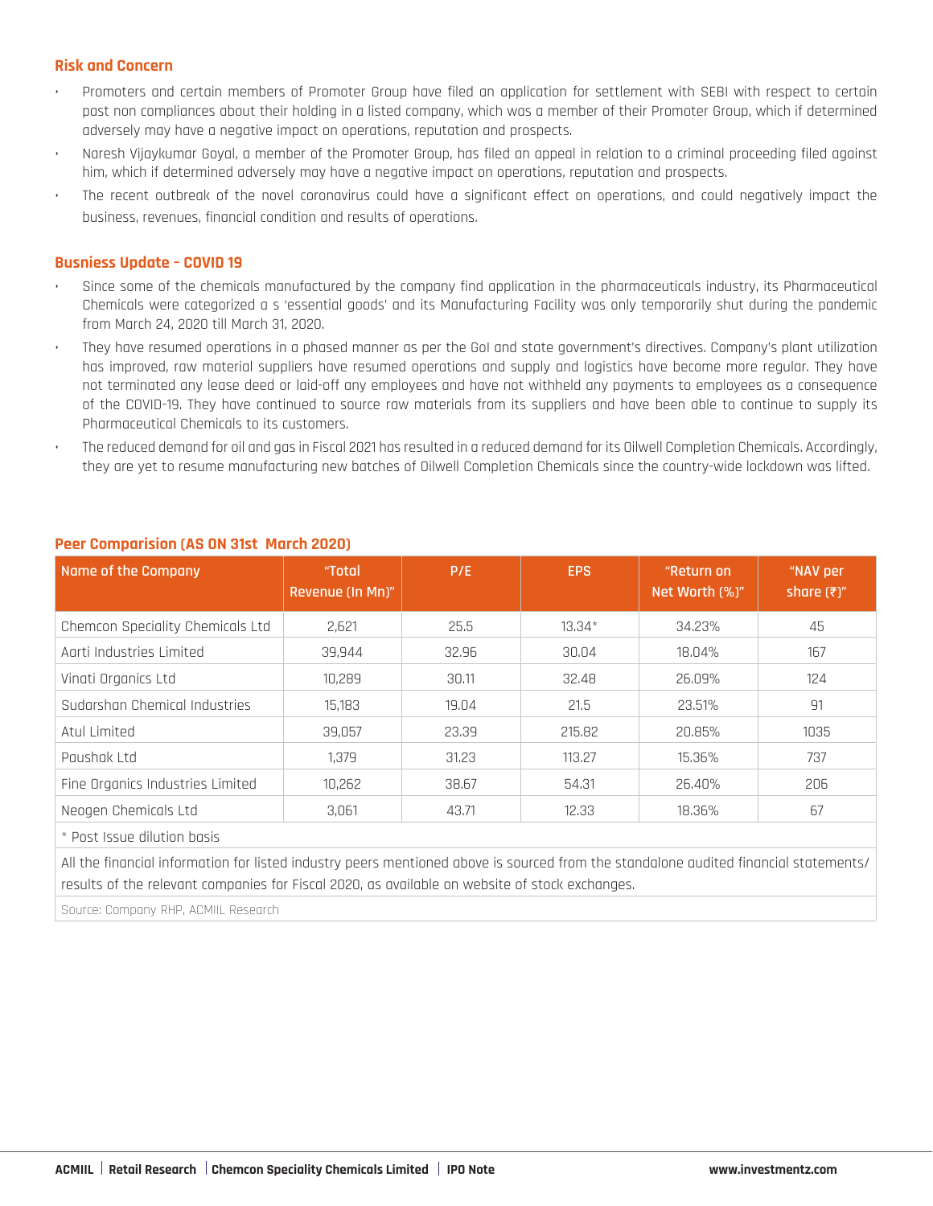## Risk and Concern

- Promoters and certain members of Promoter Group have filed an application for settlement with SEBI with respect to certain past non compliances about their holding in a listed company, which was a member of their Promoter Group, which if determined adversely may have a negative impact on operations, reputation and prospects.
- Naresh Vijaykumar Goyal, a member of the Promoter Group, has filed an appeal in relation to a criminal proceeding filed against him, which if determined adversely may have a negative impact on operations, reputation and prospects.
- The recent outbreak of the novel coronavirus could have a significant effect on operations, and could negatively impact the business, revenues, financial condition and results of operations.

## Busniess Update – COVID 19

- Since some of the chemicals manufactured by the company find application in the pharmaceuticals industry, its Pharmaceutical Chemicals were categorized a s 'essential goods' and its Manufacturing Facility was only temporarily shut during the pandemic from March 24, 2020 till March 31, 2020.
- They have resumed operations in a phased manner as per the GoI and state government's directives. Company's plant utilization has improved, raw material suppliers have resumed operations and supply and logistics have become more regular. They have not terminated any lease deed or laid-off any employees and have not withheld any payments to employees as a consequence of the COVID-19. They have continued to source raw materials from its suppliers and have been able to continue to supply its Pharmaceutical Chemicals to its customers.
- The reduced demand for oil and gas in Fiscal 2021 has resulted in a reduced demand for its Oilwell Completion Chemicals. Accordingly, they are yet to resume manufacturing new batches of Oilwell Completion Chemicals since the country-wide lockdown was lifted.

## Peer Comparision (AS ON 31st March 2020)

| Name of the Company | "Total Revenue (In Mn)" | P/E | EPS | "Return on Net Worth (%)" | "NAV per share (₹)" |
|---|---|---|---|---|---|
| Chemcon Speciality Chemicals Ltd | 2,621 | 25.5 | 13.34* | 34.23% | 45 |
| Aarti Industries Limited | 39,944 | 32.96 | 30.04 | 18.04% | 167 |
| Vinati Organics Ltd | 10,289 | 30.11 | 32.48 | 26.09% | 124 |
| Sudarshan Chemical Industries | 15,183 | 19.04 | 21.5 | 23.51% | 91 |
| Atul Limited | 39,057 | 23.39 | 215.82 | 20.85% | 1035 |
| Paushak Ltd | 1,379 | 31.23 | 113.27 | 15.36% | 737 |
| Fine Organics Industries Limited | 10,262 | 38.67 | 54.31 | 26.40% | 206 |
| Neogen Chemicals Ltd | 3,061 | 43.71 | 12.33 | 18.36% | 67 |

* Post Issue dilution basis

All the financial information for listed industry peers mentioned above is sourced from the standalone audited financial statements/ results of the relevant companies for Fiscal 2020, as available on website of stock exchanges.

Source: Company RHP, ACMIIL Research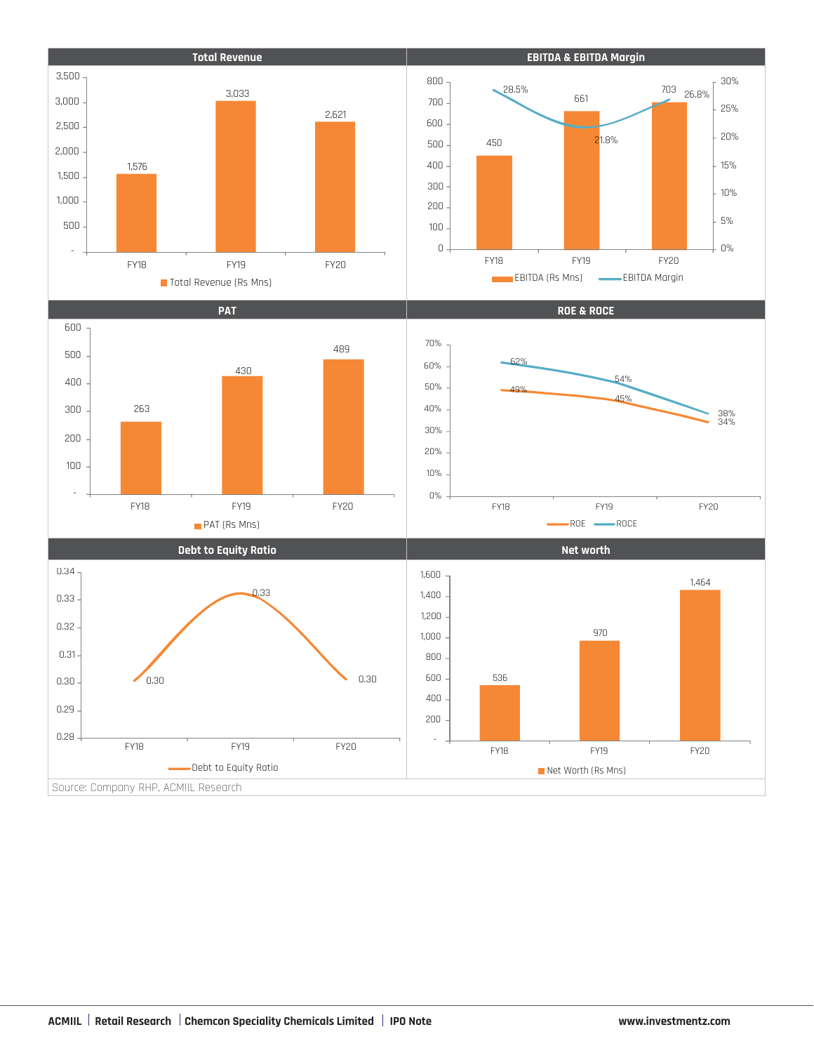## Total Revenue

| | FY18 | FY19 | FY20 |
|---|---|---|---|
| Total Revenue (Rs Mns) | 1,576 | 3,033 | 2,621 |

## EBITDA & EBITDA Margin

| | FY18 | FY19 | FY20 |
|---|---|---|---|
| EBITDA (Rs Mns) | 450 | 661 | 703 |
| EBITDA Margin | 28.5% | 21.8% | 26.8% |

## PAT

| | FY18 | FY19 | FY20 |
|---|---|---|---|
| PAT (Rs Mns) | 263 | 430 | 489 |

## ROE & ROCE

| | FY18 | FY19 | FY20 |
|---|---|---|---|
| ROE | 49% | 45% | 34% |
| ROCE | 62% | 54% | 38% |

## Debt to Equity Ratio

| | FY18 | FY19 | FY20 |
|---|---|---|---|
| Debt to Equity Ratio | 0.30 | 0.33 | 0.30 |

## Net worth

| | FY18 | FY19 | FY20 |
|---|---|---|---|
| Net Worth (Rs Mns) | 536 | 970 | 1,464 |

Source: Company RHP, ACMIIL Research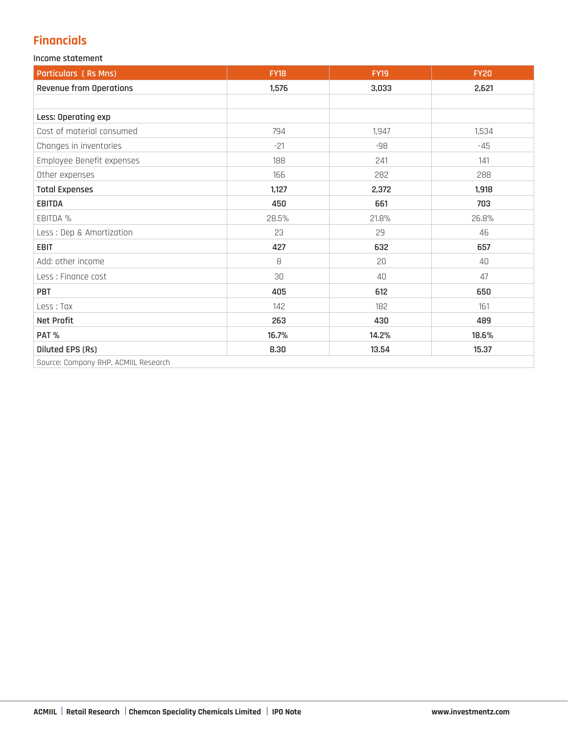## Financials

Income statement

| Particulars ( Rs Mns) | FY18 | FY19 | FY20 |
|---|---|---|---|
| **Revenue from Operations** | **1,576** | **3,033** | **2,621** |
| | | | |
| **Less: Operating exp** | | | |
| Cost of material consumed | 794 | 1,947 | 1,534 |
| Changes in inventories | -21 | -98 | -45 |
| Employee Benefit expenses | 188 | 241 | 141 |
| Other expenses | 166 | 282 | 288 |
| **Total Expenses** | **1,127** | **2,372** | **1,918** |
| **EBITDA** | **450** | **661** | **703** |
| EBITDA % | 28.5% | 21.8% | 26.8% |
| Less : Dep & Amortization | 23 | 29 | 46 |
| **EBIT** | **427** | **632** | **657** |
| Add: other income | 8 | 20 | 40 |
| Less : Finance cost | 30 | 40 | 47 |
| **PBT** | **405** | **612** | **650** |
| Less : Tax | 142 | 182 | 161 |
| **Net Profit** | **263** | **430** | **489** |
| **PAT %** | **16.7%** | **14.2%** | **18.6%** |
| **Diluted EPS (Rs)** | **8.30** | **13.54** | **15.37** |

Source: Company RHP, ACMIIL Research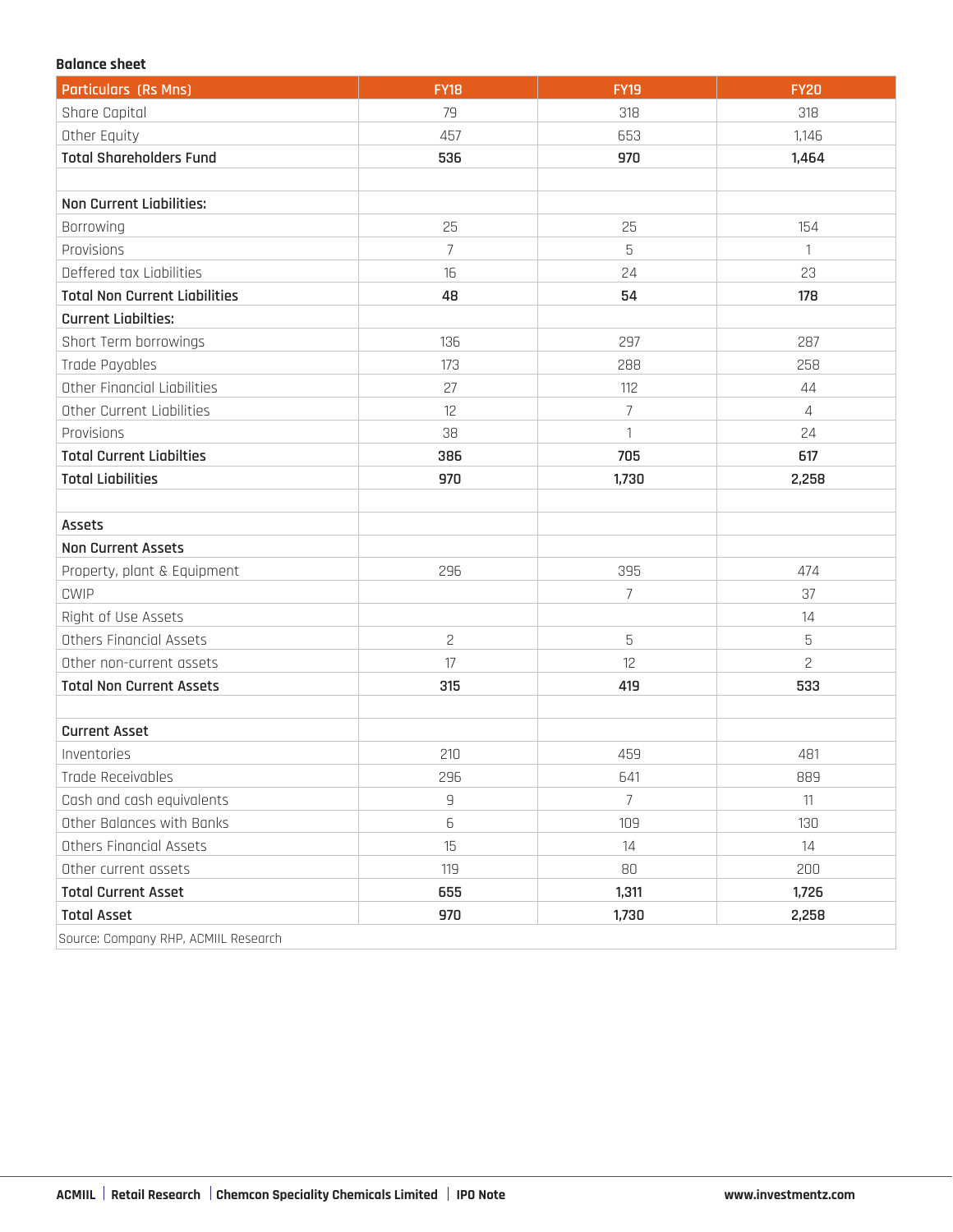**Balance sheet**

| Particulars (Rs Mns) | FY18 | FY19 | FY20 |
|---|---|---|---|
| Share Capital | 79 | 318 | 318 |
| Other Equity | 457 | 653 | 1,146 |
| **Total Shareholders Fund** | **536** | **970** | **1,464** |
| | | | |
| **Non Current Liabilities:** | | | |
| Borrowing | 25 | 25 | 154 |
| Provisions | 7 | 5 | 1 |
| Deffered tax Liabilities | 16 | 24 | 23 |
| **Total Non Current Liabilities** | **48** | **54** | **178** |
| **Current Liabilties:** | | | |
| Short Term borrowings | 136 | 297 | 287 |
| Trade Payables | 173 | 288 | 258 |
| Other Financial Liabilities | 27 | 112 | 44 |
| Other Current Liabilities | 12 | 7 | 4 |
| Provisions | 38 | 1 | 24 |
| **Total Current Liabilties** | **386** | **705** | **617** |
| **Total Liabilities** | **970** | **1,730** | **2,258** |
| | | | |
| **Assets** | | | |
| **Non Current Assets** | | | |
| Property, plant & Equipment | 296 | 395 | 474 |
| CWIP | | 7 | 37 |
| Right of Use Assets | | | 14 |
| Others Financial Assets | 2 | 5 | 5 |
| Other non-current assets | 17 | 12 | 2 |
| **Total Non Current Assets** | **315** | **419** | **533** |
| | | | |
| **Current Asset** | | | |
| Inventories | 210 | 459 | 481 |
| Trade Receivables | 296 | 641 | 889 |
| Cash and cash equivalents | 9 | 7 | 11 |
| Other Balances with Banks | 6 | 109 | 130 |
| Others Financial Assets | 15 | 14 | 14 |
| Other current assets | 119 | 80 | 200 |
| **Total Current Asset** | **655** | **1,311** | **1,726** |
| **Total Asset** | **970** | **1,730** | **2,258** |

Source: Company RHP, ACMIIL Research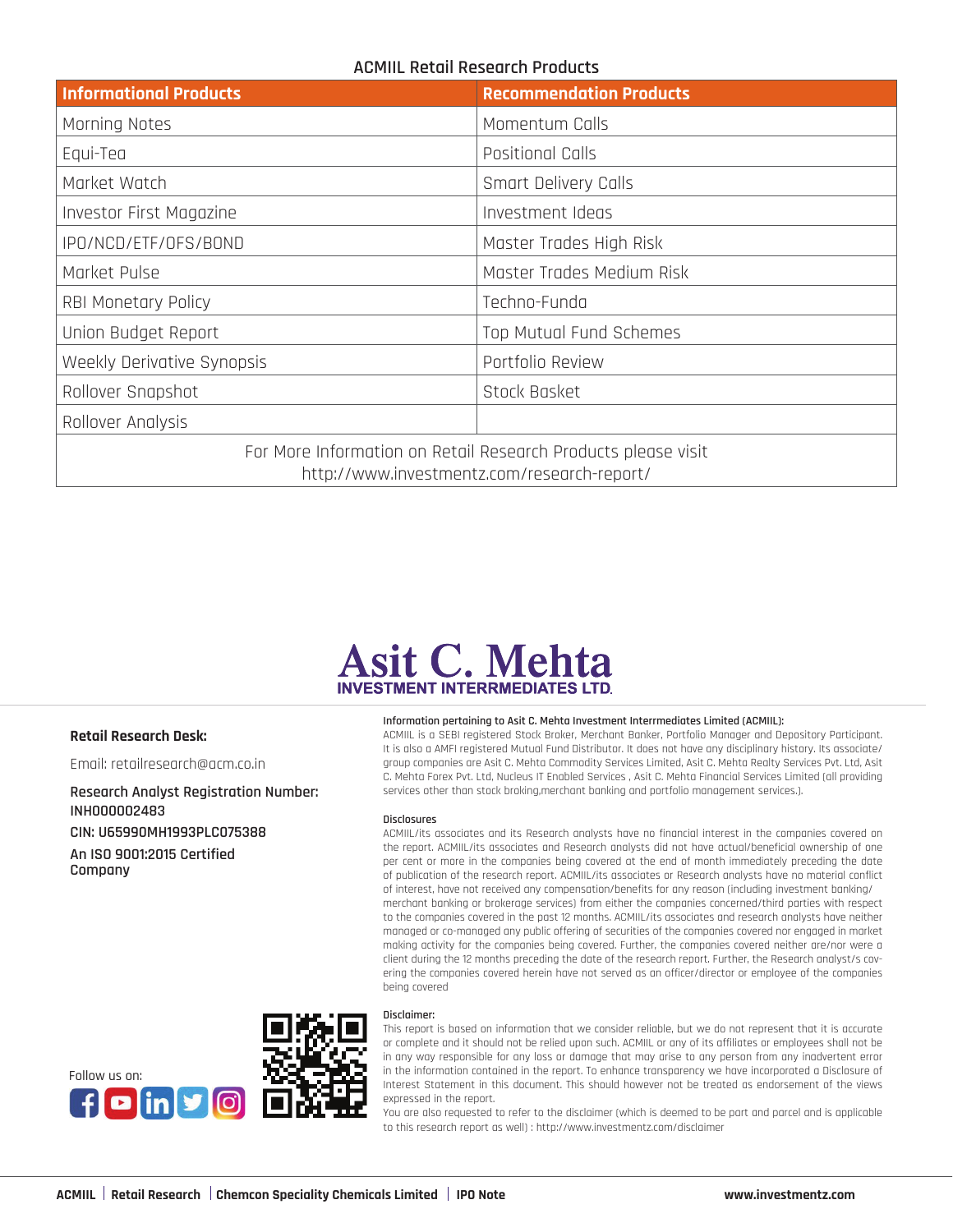### ACMIIL Retail Research Products

| Informational Products | Recommendation Products |
|---|---|
| Morning Notes | Momentum Calls |
| Equi-Tea | Positional Calls |
| Market Watch | Smart Delivery Calls |
| Investor First Magazine | Investment Ideas |
| IPO/NCD/ETF/OFS/BOND | Master Trades High Risk |
| Market Pulse | Master Trades Medium Risk |
| RBI Monetary Policy | Techno-Funda |
| Union Budget Report | Top Mutual Fund Schemes |
| Weekly Derivative Synopsis | Portfolio Review |
| Rollover Snapshot | Stock Basket |
| Rollover Analysis | |

For More Information on Retail Research Products please visit http://www.investmentz.com/research-report/

**Asit C. Mehta**
**INVESTMENT INTERRMEDIATES LTD.**

**Retail Research Desk:**

Email: retailresearch@acm.co.in

**Research Analyst Registration Number: INH000002483**

**CIN: U65990MH1993PLC075388**

**An ISO 9001:2015 Certified Company**

Follow us on:

**Information pertaining to Asit C. Mehta Investment Interrmediates Limited (ACMIIL):**

ACMIIL is a SEBI registered Stock Broker, Merchant Banker, Portfolio Manager and Depository Participant. It is also a AMFI registered Mutual Fund Distributor. It does not have any disciplinary history. Its associate/ group companies are Asit C. Mehta Commodity Services Limited, Asit C. Mehta Realty Services Pvt. Ltd, Asit C. Mehta Forex Pvt. Ltd, Nucleus IT Enabled Services , Asit C. Mehta Financial Services Limited (all providing services other than stock broking,merchant banking and portfolio management services.).

**Disclosures**

ACMIIL/its associates and its Research analysts have no financial interest in the companies covered on the report. ACMIIL/its associates and Research analysts did not have actual/beneficial ownership of one per cent or more in the companies being covered at the end of month immediately preceding the date of publication of the research report. ACMIIL/its associates or Research analysts have no material conflict of interest, have not received any compensation/benefits for any reason (including investment banking/ merchant banking or brokerage services) from either the companies concerned/third parties with respect to the companies covered in the past 12 months. ACMIIL/its associates and research analysts have neither managed or co-managed any public offering of securities of the companies covered nor engaged in market making activity for the companies being covered. Further, the companies covered neither are/nor were a client during the 12 months preceding the date of the research report. Further, the Research analyst/s covering the companies covered herein have not served as an officer/director or employee of the companies being covered

**Disclaimer:**

This report is based on information that we consider reliable, but we do not represent that it is accurate or complete and it should not be relied upon such. ACMIIL or any of its affiliates or employees shall not be in any way responsible for any loss or damage that may arise to any person from any inadvertent error in the information contained in the report. To enhance transparency we have incorporated a Disclosure of Interest Statement in this document. This should however not be treated as endorsement of the views expressed in the report.

You are also requested to refer to the disclaimer (which is deemed to be part and parcel and is applicable to this research report as well) : http://www.investmentz.com/disclaimer